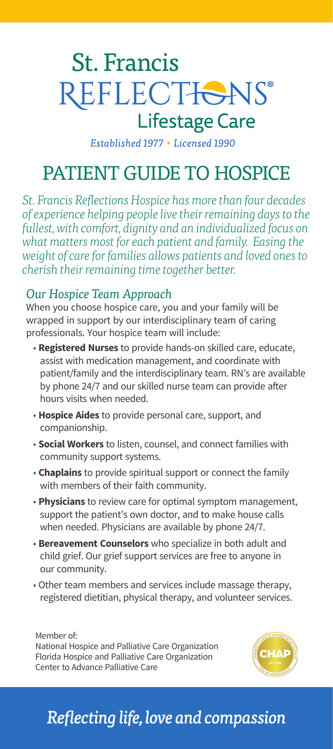# St. Francis REFLECTIONS® Lifestage Care

*Established 1977 • Licensed 1990*

# PATIENT GUIDE TO HOSPICE

*St. Francis Reflections Hospice has more than four decades of experience helping people live their remaining days to the fullest, with comfort, dignity and an individualized focus on what matters most for each patient and family. Easing the weight of care for families allows patients and loved ones to cherish their remaining time together better.*

## *Our Hospice Team Approach*

When you choose hospice care, you and your family will be wrapped in support by our interdisciplinary team of caring professionals. Your hospice team will include:

- **Registered Nurses** to provide hands-on skilled care, educate, assist with medication management, and coordinate with patient/family and the interdisciplinary team. RN's are available by phone 24/7 and our skilled nurse team can provide after hours visits when needed.
- **Hospice Aides** to provide personal care, support, and companionship.
- **Social Workers** to listen, counsel, and connect families with community support systems.
- **Chaplains** to provide spiritual support or connect the family with members of their faith community.
- **Physicians** to review care for optimal symptom management, support the patient's own doctor, and to make house calls when needed. Physicians are available by phone 24/7.
- **Bereavement Counselors** who specialize in both adult and child grief. Our grief support services are free to anyone in our community.
- Other team members and services include massage therapy, registered dietitian, physical therapy, and volunteer services.

Member of:
National Hospice and Palliative Care Organization
Florida Hospice and Palliative Care Organization
Center to Advance Palliative Care

CHAP

*Reflecting life, love and compassion*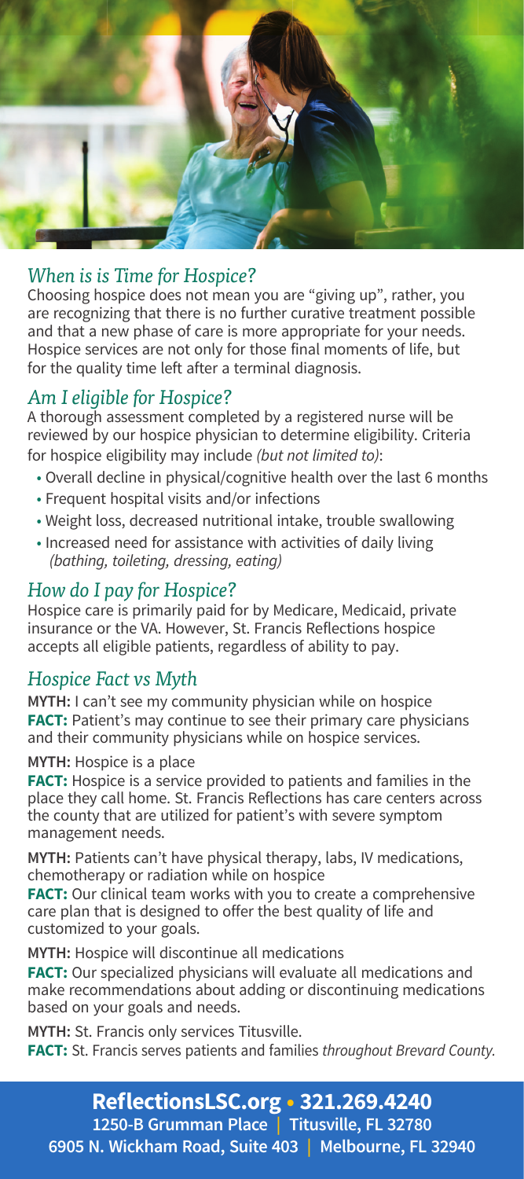## *When is is Time for Hospice?*

Choosing hospice does not mean you are "giving up", rather, you are recognizing that there is no further curative treatment possible and that a new phase of care is more appropriate for your needs. Hospice services are not only for those final moments of life, but for the quality time left after a terminal diagnosis.

## *Am I eligible for Hospice?*

A thorough assessment completed by a registered nurse will be reviewed by our hospice physician to determine eligibility. Criteria for hospice eligibility may include *(but not limited to)*:

- Overall decline in physical/cognitive health over the last 6 months
- Frequent hospital visits and/or infections
- Weight loss, decreased nutritional intake, trouble swallowing
- Increased need for assistance with activities of daily living *(bathing, toileting, dressing, eating)*

## *How do I pay for Hospice?*

Hospice care is primarily paid for by Medicare, Medicaid, private insurance or the VA. However, St. Francis Reflections hospice accepts all eligible patients, regardless of ability to pay.

## *Hospice Fact vs Myth*

**MYTH:** I can't see my community physician while on hospice
**FACT:** Patient's may continue to see their primary care physicians and their community physicians while on hospice services.

**MYTH:** Hospice is a place
**FACT:** Hospice is a service provided to patients and families in the place they call home. St. Francis Reflections has care centers across the county that are utilized for patient's with severe symptom management needs.

**MYTH:** Patients can't have physical therapy, labs, IV medications, chemotherapy or radiation while on hospice
**FACT:** Our clinical team works with you to create a comprehensive care plan that is designed to offer the best quality of life and customized to your goals.

**MYTH:** Hospice will discontinue all medications
**FACT:** Our specialized physicians will evaluate all medications and make recommendations about adding or discontinuing medications based on your goals and needs.

**MYTH:** St. Francis only services Titusville.
**FACT:** St. Francis serves patients and families *throughout Brevard County.*

**ReflectionsLSC.org • 321.269.4240**
**1250-B Grumman Place | Titusville, FL 32780**
**6905 N. Wickham Road, Suite 403 | Melbourne, FL 32940**